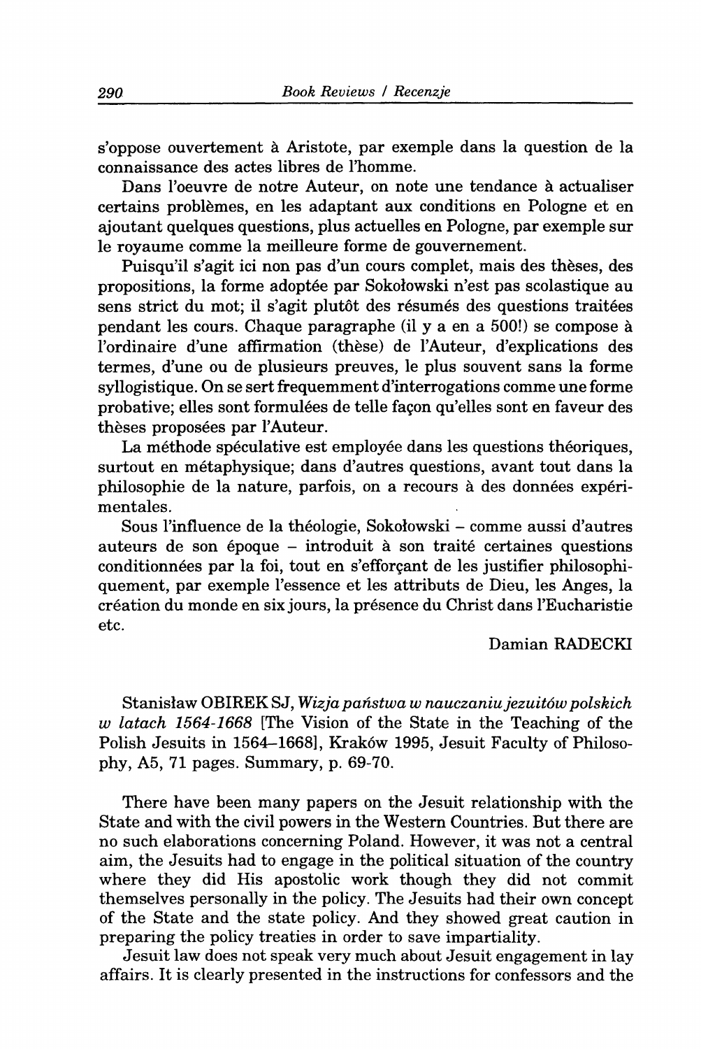s'oppose ouvertement à Aristote, par exemple dans la question de la connaissance des actes libres de l'homme.

Dans l'oeuvre de notre Auteur, on note une tendance à actualiser certains problèmes, en les adaptant aux conditions en Pologne et en ajoutant quelques questions, plus actuelles en Pologne, par exemple sur le royaume comme la meilleure forme de gouvernement.

Puisqu'il s'agit ici non pas d'un cours complet, mais des thèses, des propositions, la forme adoptée par Sokołowski n'est pas scolastique au sens strict du mot; il s'agit plutôt des résumés des questions traitées pendant les cours. Chaque paragraphe (il y a en a 500!) se compose à l'ordinaire d'une affirmation (thèse) de l'Auteur, d'explications des termes, d'une ou de plusieurs preuves, le plus souvent sans la forme syllogistique. On se sert frequemment d'interrogations comme une forme probative; elles sont formulées de telle façon qu'elles sont en faveur des thèses proposées par l'Auteur.

La méthode spéculative est employée dans les questions théoriques, surtout en métaphysique; dans d'autres questions, avant tout dans la philosophie de la nature, parfois, on a recours à des données expérimentales.

Sous l'influence de la théologie, Sokołowski – comme aussi d'autres auteurs de son époque – introduit à son traité certaines questions conditionnées par la foi, tout en s'efforçant de les justifier philosophiquement, par exemple l'essence et les attributs de Dieu, les Anges, la création du monde en six jours, la présence du Christ dans l'Eucharistie etc.

Damian RADECKI

Stanisław OBIREK SJ, *Wizja państwa w nauczaniu jezuitów polskich w latach 1564-1668* [The Vision of the State in the Teaching of the Polish Jesuits in 1564–1668], Kraków 1995, Jesuit Faculty of Philosophy, A5, 71 pages. Summary, p. 69-70.

There have been many papers on the Jesuit relationship with the State and with the civil powers in the Western Countries. But there are no such elaborations concerning Poland. However, it was not a central aim, the Jesuits had to engage in the political situation of the country where they did His apostolic work though they did not commit themselves personally in the policy. The Jesuits had their own concept of the State and the state policy. And they showed great caution in preparing the policy treaties in order to save impartiality.

Jesuit law does not speak very much about Jesuit engagement in lay affairs. It is clearly presented in the instructions for confessors and the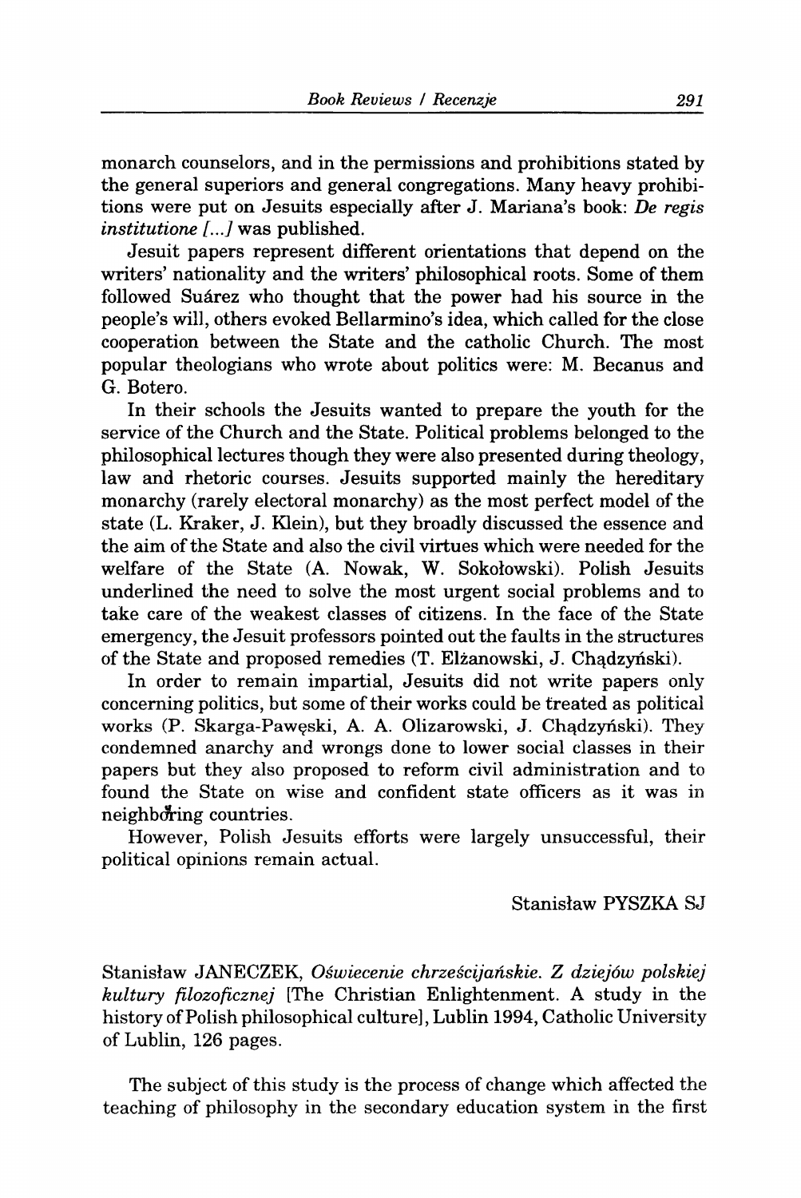monarch counselors, and in the permissions and prohibitions stated by the general superiors and general congregations. Many heavy prohibitions were put on Jesuits especially after J. Mariana's book: *De regis institutione [...]* was published.

Jesuit papers represent different orientations that depend on the writers' nationality and the writers' philosophical roots. Some of them followed Suárez who thought that the power had his source in the people's will, others evoked Bellarmino's idea, which called for the close cooperation between the State and the catholic Church. The most popular theologians who wrote about politics were: M. Becanus and G. Botero.

In their schools the Jesuits wanted to prepare the youth for the service of the Church and the State. Political problems belonged to the philosophical lectures though they were also presented during theology, law and rhetoric courses. Jesuits supported mainly the hereditary monarchy (rarely electoral monarchy) as the most perfect model of the state (L. Kraker, J. Klein), but they broadly discussed the essence and the aim of the State and also the civil virtues which were needed for the welfare of the State (A. Nowak, W. Sokołowski). Polish Jesuits underlined the need to solve the most urgent social problems and to take care of the weakest classes of citizens. In the face of the State emergency, the Jesuit professors pointed out the faults in the structures of the State and proposed remedies (T. Elżanowski, J. Chądzyński).

In order to remain impartial, Jesuits did not write papers only concerning politics, but some of their works could be treated as political works (P. Skarga-Pawęski, A. A. Olizarowski, J. Chądzyński). They condemned anarchy and wrongs done to lower social classes in their papers but they also proposed to reform civil administration and to found the State on wise and confident state officers as it was in neighboring countries.

However, Polish Jesuits efforts were largely unsuccessful, their political opinions remain actual.

Stanisław PYSZKA SJ

Stanisław JANECZEK, *Oświecenie chrześcijańskie. Z dziejów polskiej kultury filozoficznej* [The Christian Enlightenment. A study in the history of Polish philosophical culture], Lublin 1994, Catholic University of Lublin, 126 pages.

The subject of this study is the process of change which affected the teaching of philosophy in the secondary education system in the first